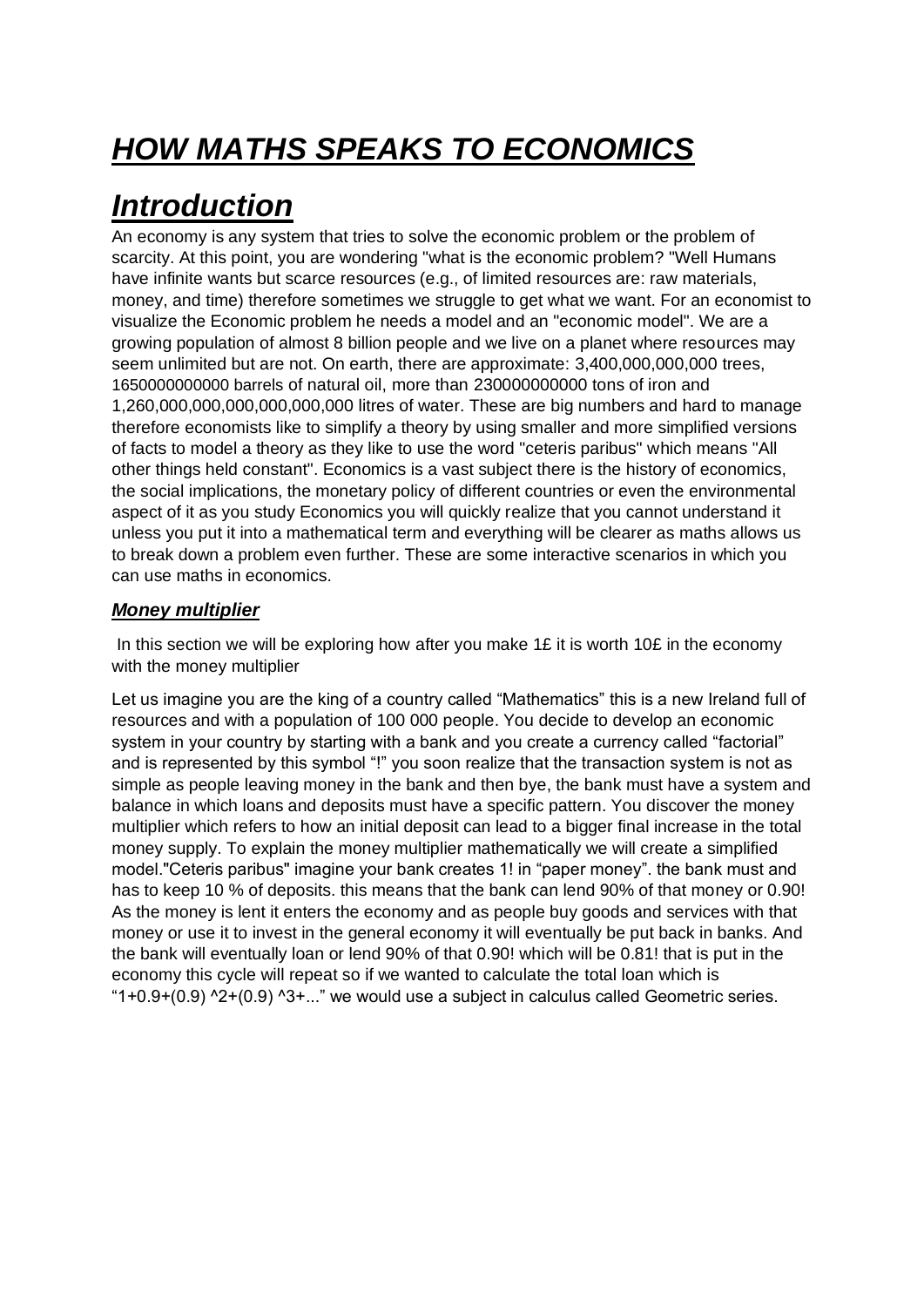# ***HOW MATHS SPEAKS TO ECONOMICS***

# ***Introduction***

An economy is any system that tries to solve the economic problem or the problem of scarcity. At this point, you are wondering "what is the economic problem? "Well Humans have infinite wants but scarce resources (e.g., of limited resources are: raw materials, money, and time) therefore sometimes we struggle to get what we want. For an economist to visualize the Economic problem he needs a model and an "economic model". We are a growing population of almost 8 billion people and we live on a planet where resources may seem unlimited but are not. On earth, there are approximate: 3,400,000,000,000 trees, 1650000000000 barrels of natural oil, more than 230000000000 tons of iron and 1,260,000,000,000,000,000,000 litres of water. These are big numbers and hard to manage therefore economists like to simplify a theory by using smaller and more simplified versions of facts to model a theory as they like to use the word "ceteris paribus" which means "All other things held constant". Economics is a vast subject there is the history of economics, the social implications, the monetary policy of different countries or even the environmental aspect of it as you study Economics you will quickly realize that you cannot understand it unless you put it into a mathematical term and everything will be clearer as maths allows us to break down a problem even further. These are some interactive scenarios in which you can use maths in economics.

### ***Money multiplier***

In this section we will be exploring how after you make 1£ it is worth 10£ in the economy with the money multiplier

Let us imagine you are the king of a country called “Mathematics” this is a new Ireland full of resources and with a population of 100 000 people. You decide to develop an economic system in your country by starting with a bank and you create a currency called “factorial” and is represented by this symbol “!” you soon realize that the transaction system is not as simple as people leaving money in the bank and then bye, the bank must have a system and balance in which loans and deposits must have a specific pattern. You discover the money multiplier which refers to how an initial deposit can lead to a bigger final increase in the total money supply. To explain the money multiplier mathematically we will create a simplified model."Ceteris paribus" imagine your bank creates 1! in “paper money”. the bank must and has to keep 10 % of deposits. this means that the bank can lend 90% of that money or 0.90! As the money is lent it enters the economy and as people buy goods and services with that money or use it to invest in the general economy it will eventually be put back in banks. And the bank will eventually loan or lend 90% of that 0.90! which will be 0.81! that is put in the economy this cycle will repeat so if we wanted to calculate the total loan which is “$1+0.9+(0.9)^2+(0.9)^3+...$” we would use a subject in calculus called Geometric series.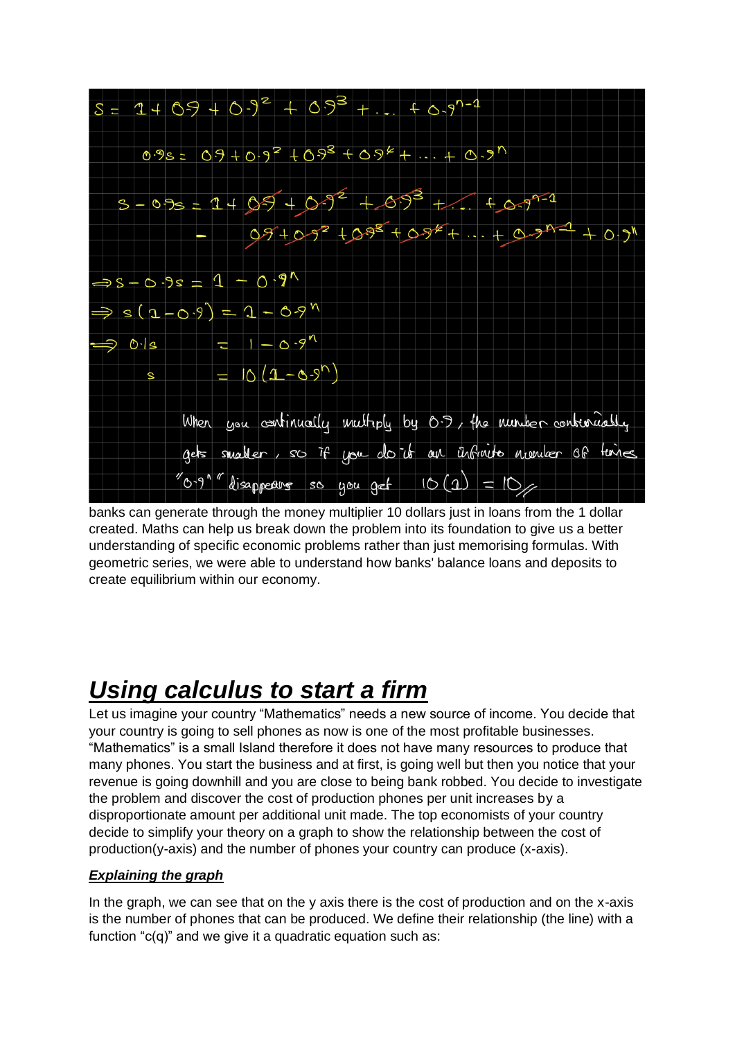$$S = 1 + 0.9 + 0.9^2 + 0.9^3 + \dots + 0.9^{n-1}$$

$$0.9s = 0.9 + 0.9^2 + 0.9^3 + 0.9^4 + \dots + 0.9^n$$

$$s - 0.9s = 1 + 0.9 + 0.9^2 + 0.9^3 + \dots + 0.9^{n-1}$$
$$- \quad 0.9 + 0.9^2 + 0.9^3 + 0.9^4 + \dots + 0.9^{n-1} + 0.9^n$$

$$\Rightarrow s - 0.9s = 1 - 0.9^n$$

$$\Rightarrow s(1 - 0.9) = 1 - 0.9^n$$

$$\Rightarrow 0.1s = 1 - 0.9^n$$

$$s = 10(1 - 0.9^n)$$

When you continually multiply by 0.9, the number continually gets smaller, so if you do it an infinite number of times "$0.9^n$" disappears so you get $10(1) = 10$

banks can generate through the money multiplier 10 dollars just in loans from the 1 dollar created. Maths can help us break down the problem into its foundation to give us a better understanding of specific economic problems rather than just memorising formulas. With geometric series, we were able to understand how banks' balance loans and deposits to create equilibrium within our economy.

# ***Using calculus to start a firm***

Let us imagine your country "Mathematics" needs a new source of income. You decide that your country is going to sell phones as now is one of the most profitable businesses. "Mathematics" is a small Island therefore it does not have many resources to produce that many phones. You start the business and at first, is going well but then you notice that your revenue is going downhill and you are close to being bank robbed. You decide to investigate the problem and discover the cost of production phones per unit increases by a disproportionate amount per additional unit made. The top economists of your country decide to simplify your theory on a graph to show the relationship between the cost of production(y-axis) and the number of phones your country can produce (x-axis).

### ***Explaining the graph***

In the graph, we can see that on the y axis there is the cost of production and on the x-axis is the number of phones that can be produced. We define their relationship (the line) with a function "c(q)" and we give it a quadratic equation such as: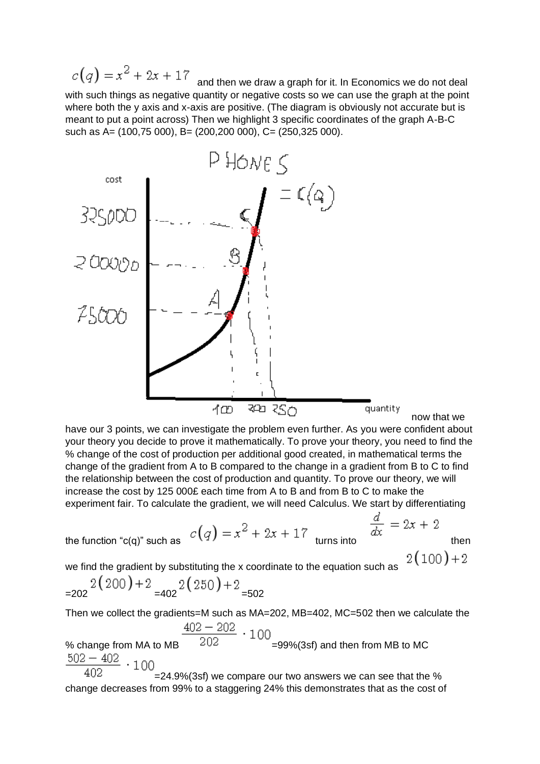$c(q) = x^2 + 2x + 17$ and then we draw a graph for it. In Economics we do not deal with such things as negative quantity or negative costs so we can use the graph at the point where both the y axis and x-axis are positive. (The diagram is obviously not accurate but is meant to put a point across) Then we highlight 3 specific coordinates of the graph A-B-C such as A= (100,75 000), B= (200,200 000), C= (250,325 000).

now that we have our 3 points, we can investigate the problem even further. As you were confident about your theory you decide to prove it mathematically. To prove your theory, you need to find the % change of the cost of production per additional good created, in mathematical terms the change of the gradient from A to B compared to the change in a gradient from B to C to find the relationship between the cost of production and quantity. To prove our theory, we will increase the cost by 125 000£ each time from A to B and from B to C to make the experiment fair. To calculate the gradient, we will need Calculus. We start by differentiating the function "c(q)" such as $c(q) = x^2 + 2x + 17$ turns into $\frac{d}{dx} = 2x + 2$ then we find the gradient by substituting the x coordinate to the equation such as $2(100)+2$ =202 $2(200)+2$ =402 $2(250)+2$ =502

Then we collect the gradients=M such as MA=202, MB=402, MC=502 then we calculate the % change from MA to MB $\frac{402 - 202}{202} \cdot 100$ =99%(3sf) and then from MB to MC $\frac{502 - 402}{402} \cdot 100$ =24.9%(3sf) we compare our two answers we can see that the % change decreases from 99% to a staggering 24% this demonstrates that as the cost of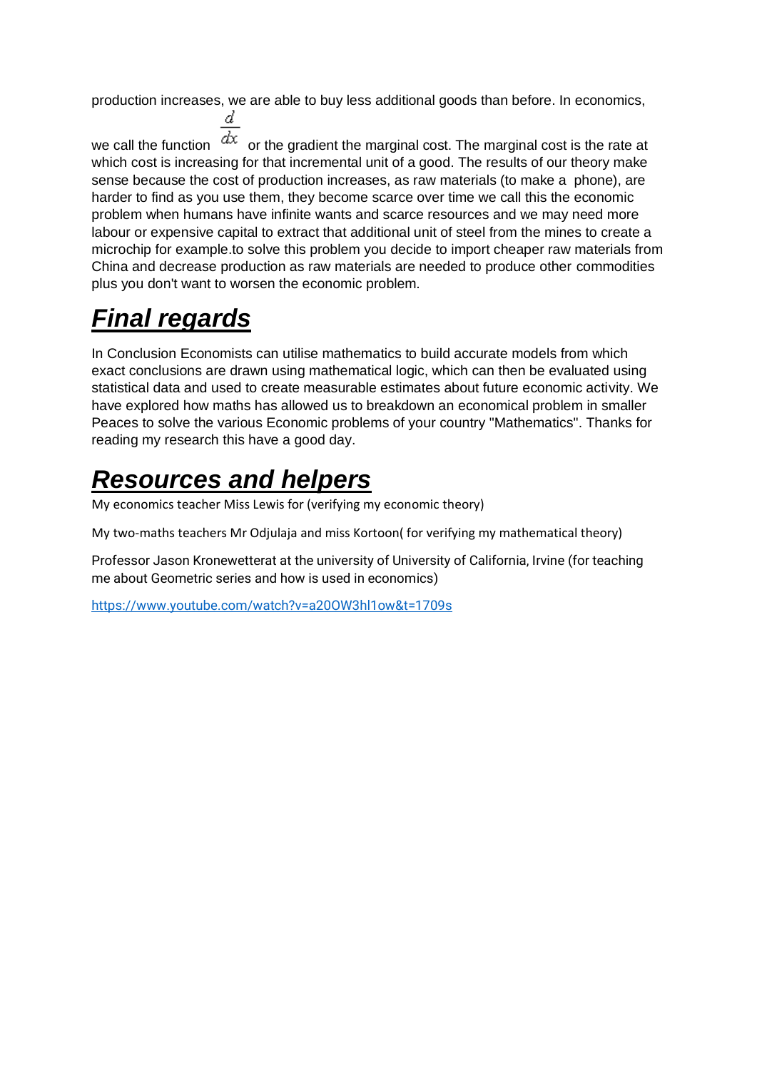production increases, we are able to buy less additional goods than before. In economics, we call the function $\frac{d}{dx}$ or the gradient the marginal cost. The marginal cost is the rate at which cost is increasing for that incremental unit of a good. The results of our theory make sense because the cost of production increases, as raw materials (to make a phone), are harder to find as you use them, they become scarce over time we call this the economic problem when humans have infinite wants and scarce resources and we may need more labour or expensive capital to extract that additional unit of steel from the mines to create a microchip for example.to solve this problem you decide to import cheaper raw materials from China and decrease production as raw materials are needed to produce other commodities plus you don't want to worsen the economic problem.

# ***Final regards***

In Conclusion Economists can utilise mathematics to build accurate models from which exact conclusions are drawn using mathematical logic, which can then be evaluated using statistical data and used to create measurable estimates about future economic activity. We have explored how maths has allowed us to breakdown an economical problem in smaller Peaces to solve the various Economic problems of your country "Mathematics". Thanks for reading my research this have a good day.

# ***Resources and helpers***

My economics teacher Miss Lewis for (verifying my economic theory)

My two-maths teachers Mr Odjulaja and miss Kortoon( for verifying my mathematical theory)

Professor Jason Kronewetterat at the university of University of California, Irvine (for teaching me about Geometric series and how is used in economics)

https://www.youtube.com/watch?v=a20OW3hl1ow&t=1709s